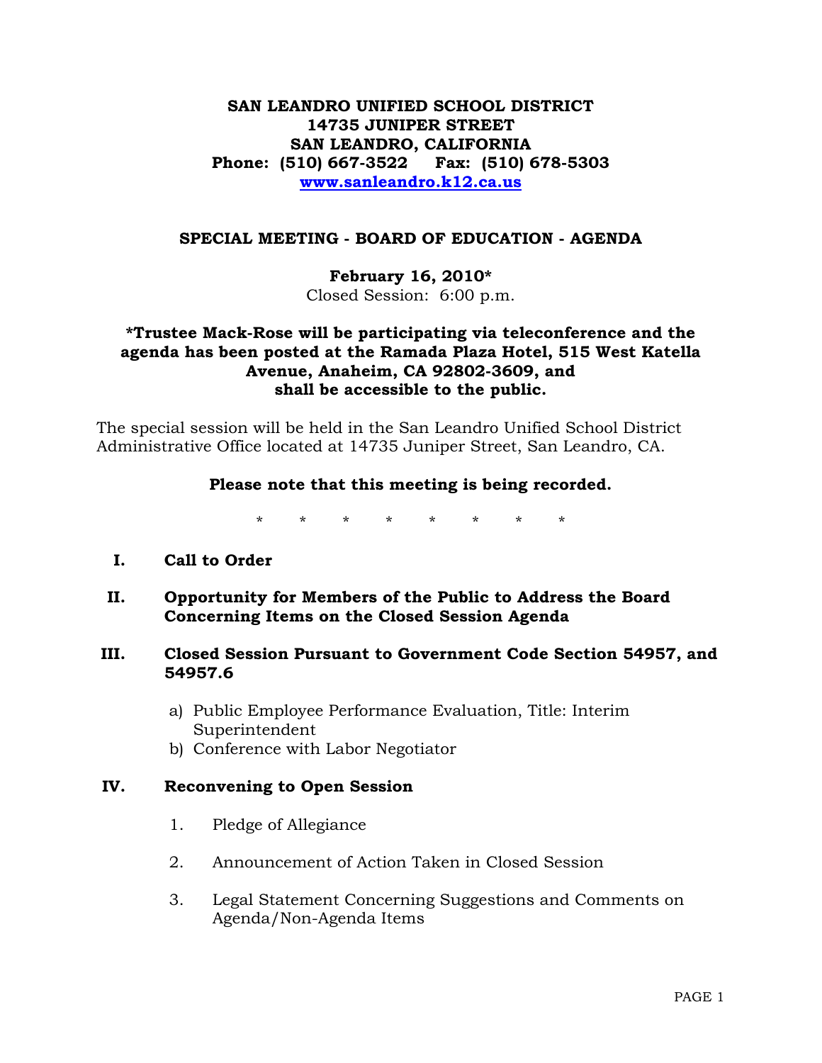**SAN LEANDRO UNIFIED SCHOOL DISTRICT**
**14735 JUNIPER STREET**
**SAN LEANDRO, CALIFORNIA**
**Phone: (510) 667-3522 Fax: (510) 678-5303**
**[www.sanleandro.k12.ca.us](http://www.sanleandro.k12.ca.us)**

## SPECIAL MEETING - BOARD OF EDUCATION - AGENDA

**February 16, 2010***
Closed Session: 6:00 p.m.

**\*Trustee Mack-Rose will be participating via teleconference and the agenda has been posted at the Ramada Plaza Hotel, 515 West Katella Avenue, Anaheim, CA 92802-3609, and shall be accessible to the public.**

The special session will be held in the San Leandro Unified School District Administrative Office located at 14735 Juniper Street, San Leandro, CA.

**Please note that this meeting is being recorded.**

\* \* \* \* \* \* \* \*

**I. Call to Order**

**II. Opportunity for Members of the Public to Address the Board Concerning Items on the Closed Session Agenda**

**III. Closed Session Pursuant to Government Code Section 54957, and 54957.6**

a) Public Employee Performance Evaluation, Title: Interim Superintendent
b) Conference with Labor Negotiator

**IV. Reconvening to Open Session**

1. Pledge of Allegiance
2. Announcement of Action Taken in Closed Session
3. Legal Statement Concerning Suggestions and Comments on Agenda/Non-Agenda Items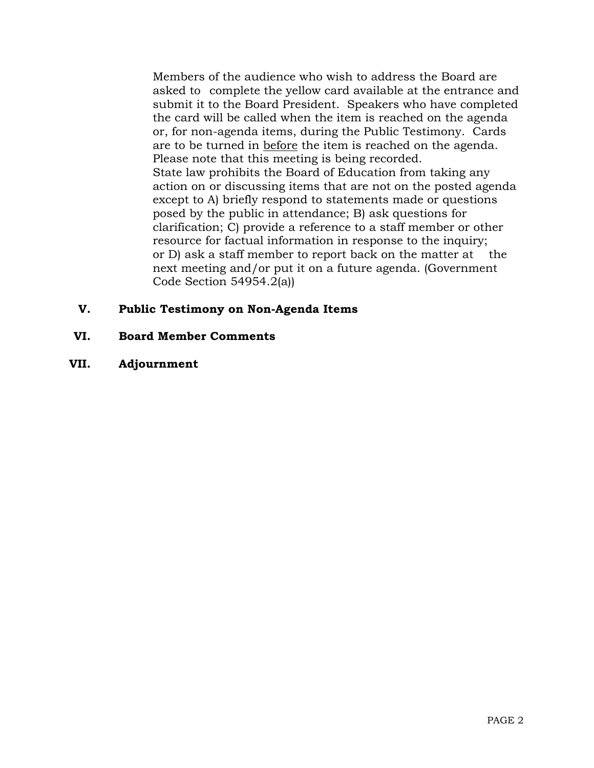Members of the audience who wish to address the Board are asked to complete the yellow card available at the entrance and submit it to the Board President. Speakers who have completed the card will be called when the item is reached on the agenda or, for non-agenda items, during the Public Testimony. Cards are to be turned in before the item is reached on the agenda. Please note that this meeting is being recorded.

State law prohibits the Board of Education from taking any action on or discussing items that are not on the posted agenda except to A) briefly respond to statements made or questions posed by the public in attendance; B) ask questions for clarification; C) provide a reference to a staff member or other resource for factual information in response to the inquiry; or D) ask a staff member to report back on the matter at the next meeting and/or put it on a future agenda. (Government Code Section 54954.2(a))

**V. Public Testimony on Non-Agenda Items**

**VI. Board Member Comments**

**VII. Adjournment**